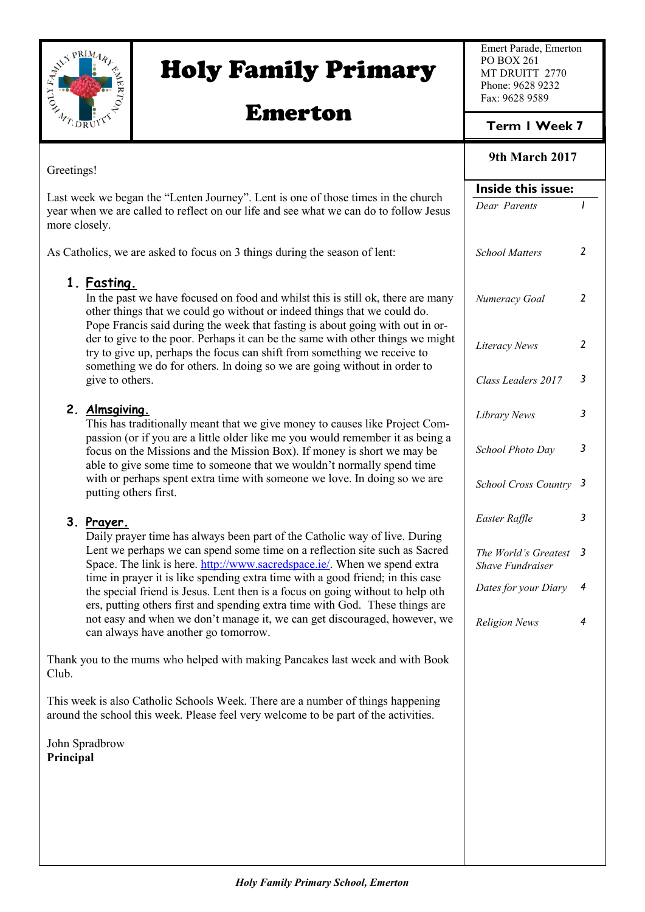# Holy Family Primary Emerton

Emert Parade, Emerton
PO BOX 261
MT DRUITT 2770
Phone: 9628 9232
Fax: 9628 9589

**Term 1 Week 7**

**9th March 2017**

**Inside this issue:**

| | |
|---|---|
| *Dear Parents* | *1* |
| *School Matters* | *2* |
| *Numeracy Goal* | *2* |
| *Literacy News* | *2* |
| *Class Leaders 2017* | *3* |
| *Library News* | *3* |
| *School Photo Day* | *3* |
| *School Cross Country* | *3* |
| *Easter Raffle* | *3* |
| *The World's Greatest Shave Fundraiser* | *3* |
| *Dates for your Diary* | *4* |
| *Religion News* | *4* |

Greetings!

Last week we began the "Lenten Journey". Lent is one of those times in the church year when we are called to reflect on our life and see what we can do to follow Jesus more closely.

As Catholics, we are asked to focus on 3 things during the season of lent:

1. **Fasting.**
   In the past we have focused on food and whilst this is still ok, there are many other things that we could go without or indeed things that we could do. Pope Francis said during the week that fasting is about going with out in order to give to the poor. Perhaps it can be the same with other things we might try to give up, perhaps the focus can shift from something we receive to something we do for others. In doing so we are going without in order to give to others.

2. **Almsgiving.**
   This has traditionally meant that we give money to causes like Project Compassion (or if you are a little older like me you would remember it as being a focus on the Missions and the Mission Box). If money is short we may be able to give some time to someone that we wouldn't normally spend time with or perhaps spent extra time with someone we love. In doing so we are putting others first.

3. **Prayer.**
   Daily prayer time has always been part of the Catholic way of live. During Lent we perhaps we can spend some time on a reflection site such as Sacred Space. The link is here. http://www.sacredspace.ie/. When we spend extra time in prayer it is like spending extra time with a good friend; in this case the special friend is Jesus. Lent then is a focus on going without to help others, putting others first and spending extra time with God. These things are not easy and when we don't manage it, we can get discouraged, however, we can always have another go tomorrow.

Thank you to the mums who helped with making Pancakes last week and with Book Club.

This week is also Catholic Schools Week. There are a number of things happening around the school this week. Please feel very welcome to be part of the activities.

John Spradbrow
**Principal**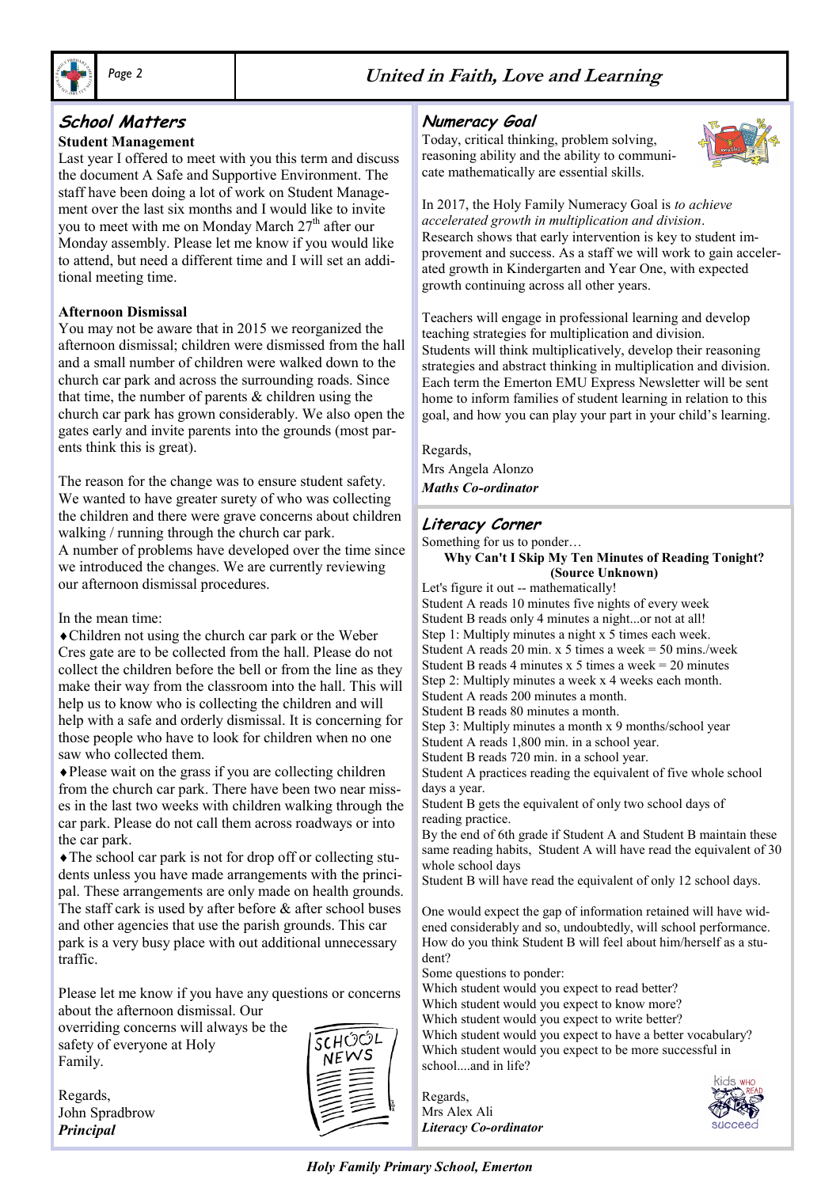## School Matters

**Student Management**

Last year I offered to meet with you this term and discuss the document A Safe and Supportive Environment. The staff have been doing a lot of work on Student Management over the last six months and I would like to invite you to meet with me on Monday March 27th after our Monday assembly. Please let me know if you would like to attend, but need a different time and I will set an additional meeting time.

**Afternoon Dismissal**

You may not be aware that in 2015 we reorganized the afternoon dismissal; children were dismissed from the hall and a small number of children were walked down to the church car park and across the surrounding roads. Since that time, the number of parents & children using the church car park has grown considerably. We also open the gates early and invite parents into the grounds (most parents think this is great).

The reason for the change was to ensure student safety. We wanted to have greater surety of who was collecting the children and there were grave concerns about children walking / running through the church car park.
A number of problems have developed over the time since we introduced the changes. We are currently reviewing our afternoon dismissal procedures.

In the mean time:

- Children not using the church car park or the Weber Cres gate are to be collected from the hall. Please do not collect the children before the bell or from the line as they make their way from the classroom into the hall. This will help us to know who is collecting the children and will help with a safe and orderly dismissal. It is concerning for those people who have to look for children when no one saw who collected them.
- Please wait on the grass if you are collecting children from the church car park. There have been two near misses in the last two weeks with children walking through the car park. Please do not call them across roadways or into the car park.
- The school car park is not for drop off or collecting students unless you have made arrangements with the principal. These arrangements are only made on health grounds. The staff cark is used by after before & after school buses and other agencies that use the parish grounds. This car park is a very busy place with out additional unnecessary traffic.

Please let me know if you have any questions or concerns about the afternoon dismissal. Our overriding concerns will always be the safety of everyone at Holy Family.

Regards,
John Spradbrow
***Principal***

## Numeracy Goal

Today, critical thinking, problem solving, reasoning ability and the ability to communicate mathematically are essential skills.

In 2017, the Holy Family Numeracy Goal is *to achieve accelerated growth in multiplication and division*.
Research shows that early intervention is key to student improvement and success. As a staff we will work to gain accelerated growth in Kindergarten and Year One, with expected growth continuing across all other years.

Teachers will engage in professional learning and develop teaching strategies for multiplication and division.
Students will think multiplicatively, develop their reasoning strategies and abstract thinking in multiplication and division.
Each term the Emerton EMU Express Newsletter will be sent home to inform families of student learning in relation to this goal, and how you can play your part in your child's learning.

Regards,
Mrs Angela Alonzo
***Maths Co-ordinator***

## Literacy Corner

Something for us to ponder…

**Why Can't I Skip My Ten Minutes of Reading Tonight?**
**(Source Unknown)**

Let's figure it out -- mathematically!
Student A reads 10 minutes five nights of every week
Student B reads only 4 minutes a night...or not at all!
Step 1: Multiply minutes a night x 5 times each week.
Student A reads 20 min. x 5 times a week = 50 mins./week
Student B reads 4 minutes x 5 times a week = 20 minutes
Step 2: Multiply minutes a week x 4 weeks each month.
Student A reads 200 minutes a month.
Student B reads 80 minutes a month.
Step 3: Multiply minutes a month x 9 months/school year
Student A reads 1,800 min. in a school year.
Student B reads 720 min. in a school year.
Student A practices reading the equivalent of five whole school days a year.
Student B gets the equivalent of only two school days of reading practice.
By the end of 6th grade if Student A and Student B maintain these same reading habits, Student A will have read the equivalent of 30 whole school days
Student B will have read the equivalent of only 12 school days.

One would expect the gap of information retained will have widened considerably and so, undoubtedly, will school performance. How do you think Student B will feel about him/herself as a student?
Some questions to ponder:
Which student would you expect to read better?
Which student would you expect to know more?
Which student would you expect to write better?
Which student would you expect to have a better vocabulary?
Which student would you expect to be more successful in school....and in life?

Regards,
Mrs Alex Ali
***Literacy Co-ordinator***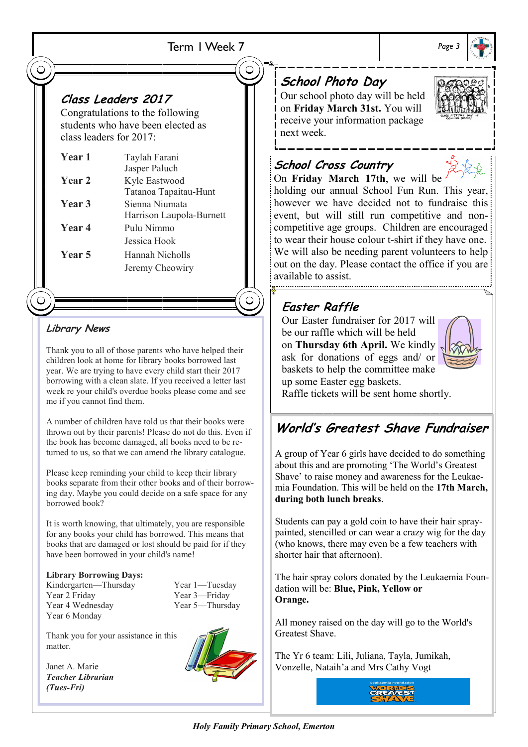Term 1 Week 7

## Class Leaders 2017

Congratulations to the following students who have been elected as class leaders for 2017:

| | |
|---|---|
| **Year 1** | Taylah Farani<br>Jasper Paluch |
| **Year 2** | Kyle Eastwood<br>Tatanoa Tapaitau-Hunt |
| **Year 3** | Sienna Niumata<br>Harrison Laupola-Burnett |
| **Year 4** | Pulu Nimmo<br>Jessica Hook |
| **Year 5** | Hannah Nicholls<br>Jeremy Cheowiry |

## Library News

Thank you to all of those parents who have helped their children look at home for library books borrowed last year. We are trying to have every child start their 2017 borrowing with a clean slate. If you received a letter last week re your child's overdue books please come and see me if you cannot find them.

A number of children have told us that their books were thrown out by their parents! Please do not do this. Even if the book has become damaged, all books need to be returned to us, so that we can amend the library catalogue.

Please keep reminding your child to keep their library books separate from their other books and of their borrowing day. Maybe you could decide on a safe space for any borrowed book?

It is worth knowing, that ultimately, you are responsible for any books your child has borrowed. This means that books that are damaged or lost should be paid for if they have been borrowed in your child's name!

**Library Borrowing Days:**

Kindergarten—Thursday
Year 1—Tuesday
Year 2 Friday
Year 3—Friday
Year 4 Wednesday
Year 5—Thursday
Year 6 Monday

Thank you for your assistance in this matter.

Janet A. Marie
***Teacher Librarian***
***(Tues-Fri)***

## School Photo Day

Our school photo day will be held on **Friday March 31st.** You will receive your information package next week.

## School Cross Country

On **Friday March 17th**, we will be holding our annual School Fun Run. This year, however we have decided not to fundraise this event, but will still run competitive and non-competitive age groups. Children are encouraged to wear their house colour t-shirt if they have one. We will also be needing parent volunteers to help out on the day. Please contact the office if you are available to assist.

## Easter Raffle

Our Easter fundraiser for 2017 will be our raffle which will be held on **Thursday 6th April.** We kindly ask for donations of eggs and/ or baskets to help the committee make up some Easter egg baskets.
Raffle tickets will be sent home shortly.

## World's Greatest Shave Fundraiser

A group of Year 6 girls have decided to do something about this and are promoting 'The World's Greatest Shave' to raise money and awareness for the Leukaemia Foundation. This will be held on the **17th March, during both lunch breaks**.

Students can pay a gold coin to have their hair spray-painted, stencilled or can wear a crazy wig for the day (who knows, there may even be a few teachers with shorter hair that afternoon).

The hair spray colors donated by the Leukaemia Foundation will be: **Blue, Pink, Yellow or Orange.**

All money raised on the day will go to the World's Greatest Shave.

The Yr 6 team: Lili, Juliana, Tayla, Jumikah, Vonzelle, Nataih'a and Mrs Cathy Vogt

Holy Family Primary School, Emerton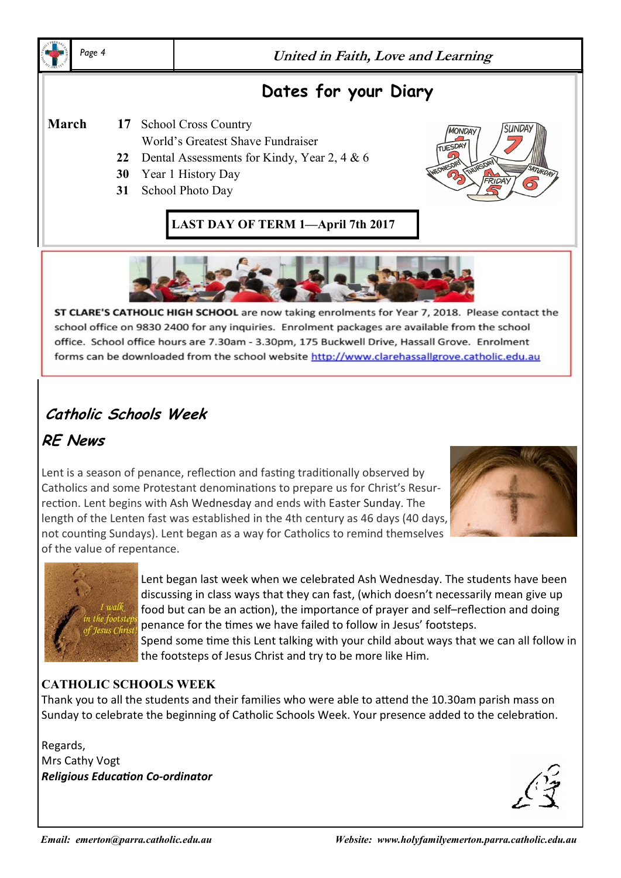## Dates for your Diary

**March**

- **17** School Cross Country
  World's Greatest Shave Fundraiser
- **22** Dental Assessments for Kindy, Year 2, 4 & 6
- **30** Year 1 History Day
- **31** School Photo Day

**LAST DAY OF TERM 1—April 7th 2017**

**ST CLARE'S CATHOLIC HIGH SCHOOL** are now taking enrolments for Year 7, 2018. Please contact the school office on 9830 2400 for any inquiries. Enrolment packages are available from the school office. School office hours are 7.30am - 3.30pm, 175 Buckwell Drive, Hassall Grove. Enrolment forms can be downloaded from the school website http://www.clarehassallgrove.catholic.edu.au

## *Catholic Schools Week*

## *RE News*

Lent is a season of penance, reflection and fasting traditionally observed by Catholics and some Protestant denominations to prepare us for Christ's Resurrection. Lent begins with Ash Wednesday and ends with Easter Sunday. The length of the Lenten fast was established in the 4th century as 46 days (40 days, not counting Sundays). Lent began as a way for Catholics to remind themselves of the value of repentance.

*I walk in the footsteps of Jesus Christ!*

Lent began last week when we celebrated Ash Wednesday. The students have been discussing in class ways that they can fast, (which doesn't necessarily mean give up food but can be an action), the importance of prayer and self–reflection and doing penance for the times we have failed to follow in Jesus' footsteps.
Spend some time this Lent talking with your child about ways that we can all follow in the footsteps of Jesus Christ and try to be more like Him.

**CATHOLIC SCHOOLS WEEK**

Thank you to all the students and their families who were able to attend the 10.30am parish mass on Sunday to celebrate the beginning of Catholic Schools Week. Your presence added to the celebration.

Regards,
Mrs Cathy Vogt
***Religious Education Co-ordinator***